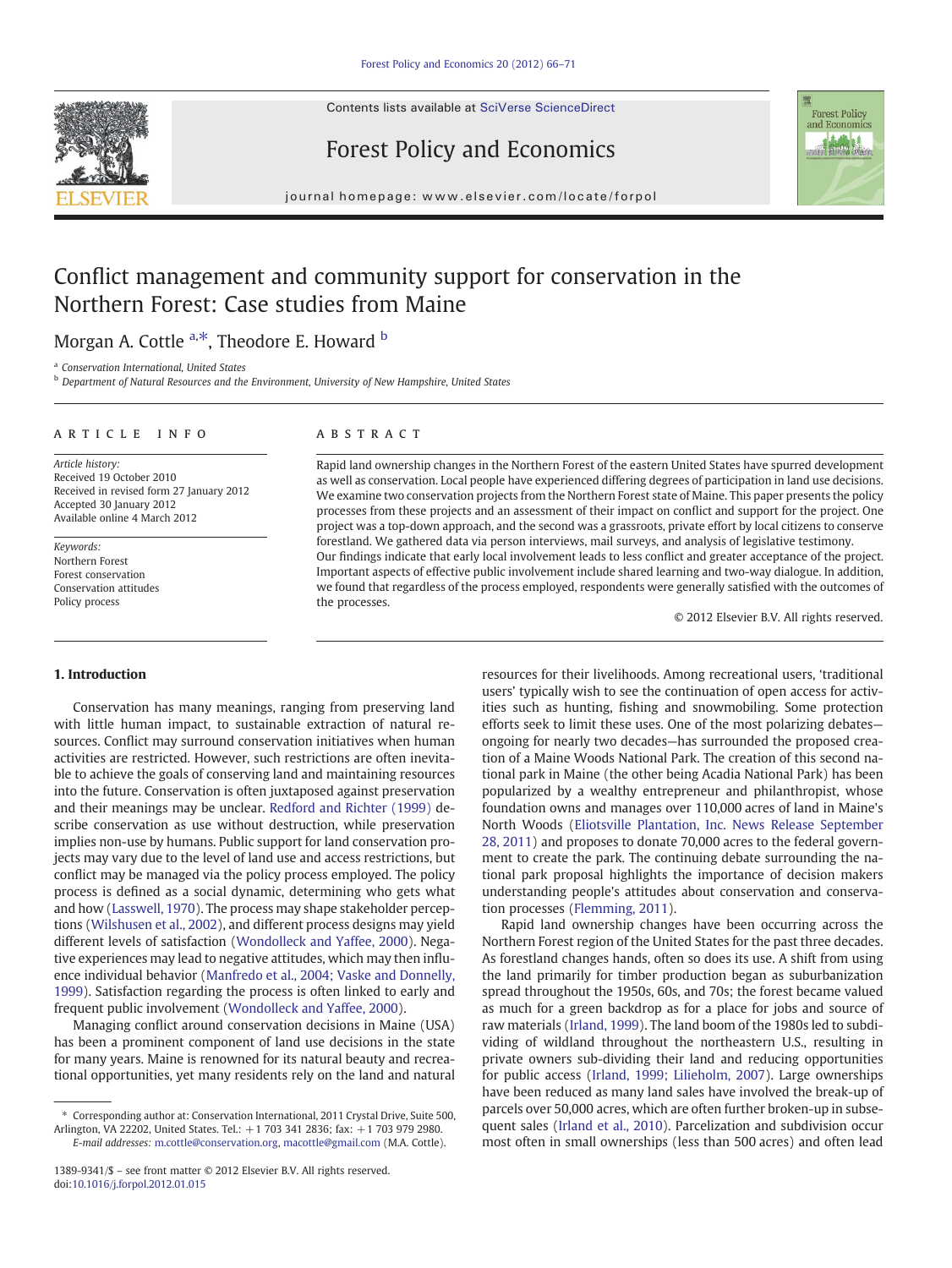# Conflict management and community support for conservation in the Northern Forest: Case studies from Maine

Morgan A. Cottle [a,*], Theodore E. Howard [b]

[a] Conservation International, United States

[b] Department of Natural Resources and the Environment, University of New Hampshire, United States

## ARTICLE INFO

*Article history:*
Received 19 October 2010
Received in revised form 27 January 2012
Accepted 30 January 2012
Available online 4 March 2012

*Keywords:*
Northern Forest
Forest conservation
Conservation attitudes
Policy process

## ABSTRACT

Rapid land ownership changes in the Northern Forest of the eastern United States have spurred development as well as conservation. Local people have experienced differing degrees of participation in land use decisions. We examine two conservation projects from the Northern Forest state of Maine. This paper presents the policy processes from these projects and an assessment of their impact on conflict and support for the project. One project was a top-down approach, and the second was a grassroots, private effort by local citizens to conserve forestland. We gathered data via person interviews, mail surveys, and analysis of legislative testimony.
Our findings indicate that early local involvement leads to less conflict and greater acceptance of the project. Important aspects of effective public involvement include shared learning and two-way dialogue. In addition, we found that regardless of the process employed, respondents were generally satisfied with the outcomes of the processes.

© 2012 Elsevier B.V. All rights reserved.

## 1. Introduction

Conservation has many meanings, ranging from preserving land with little human impact, to sustainable extraction of natural resources. Conflict may surround conservation initiatives when human activities are restricted. However, such restrictions are often inevitable to achieve the goals of conserving land and maintaining resources into the future. Conservation is often juxtaposed against preservation and their meanings may be unclear. Redford and Richter (1999) describe conservation as use without destruction, while preservation implies non-use by humans. Public support for land conservation projects may vary due to the level of land use and access restrictions, but conflict may be managed via the policy process employed. The policy process is defined as a social dynamic, determining who gets what and how (Lasswell, 1970). The process may shape stakeholder perceptions (Wilshusen et al., 2002), and different process designs may yield different levels of satisfaction (Wondolleck and Yaffee, 2000). Negative experiences may lead to negative attitudes, which may then influence individual behavior (Manfredo et al., 2004; Vaske and Donnelly, 1999). Satisfaction regarding the process is often linked to early and frequent public involvement (Wondolleck and Yaffee, 2000).

Managing conflict around conservation decisions in Maine (USA) has been a prominent component of land use decisions in the state for many years. Maine is renowned for its natural beauty and recreational opportunities, yet many residents rely on the land and natural resources for their livelihoods. Among recreational users, 'traditional users' typically wish to see the continuation of open access for activities such as hunting, fishing and snowmobiling. Some protection efforts seek to limit these uses. One of the most polarizing debates—ongoing for nearly two decades—has surrounded the proposed creation of a Maine Woods National Park. The creation of this second national park in Maine (the other being Acadia National Park) has been popularized by a wealthy entrepreneur and philanthropist, whose foundation owns and manages over 110,000 acres of land in Maine's North Woods (Eliotsville Plantation, Inc. News Release September 28, 2011) and proposes to donate 70,000 acres to the federal government to create the park. The continuing debate surrounding the national park proposal highlights the importance of decision makers understanding people's attitudes about conservation and conservation processes (Flemming, 2011).

Rapid land ownership changes have been occurring across the Northern Forest region of the United States for the past three decades. As forestland changes hands, often so does its use. A shift from using the land primarily for timber production began as suburbanization spread throughout the 1950s, 60s, and 70s; the forest became valued as much for a green backdrop as for a place for jobs and source of raw materials (Irland, 1999). The land boom of the 1980s led to subdividing of wildland throughout the northeastern U.S., resulting in private owners sub-dividing their land and reducing opportunities for public access (Irland, 1999; Lilieholm, 2007). Large ownerships have been reduced as many land sales have involved the break-up of parcels over 50,000 acres, which are often further broken-up in subsequent sales (Irland et al., 2010). Parcelization and subdivision occur most often in small ownerships (less than 500 acres) and often lead

* Corresponding author at: Conservation International, 2011 Crystal Drive, Suite 500, Arlington, VA 22202, United States. Tel.: +1 703 341 2836; fax: +1 703 979 2980.
*E-mail addresses:* m.cottle@conservation.org, macottle@gmail.com (M.A. Cottle).

1389-9341/$ – see front matter © 2012 Elsevier B.V. All rights reserved.
doi:10.1016/j.forpol.2012.01.015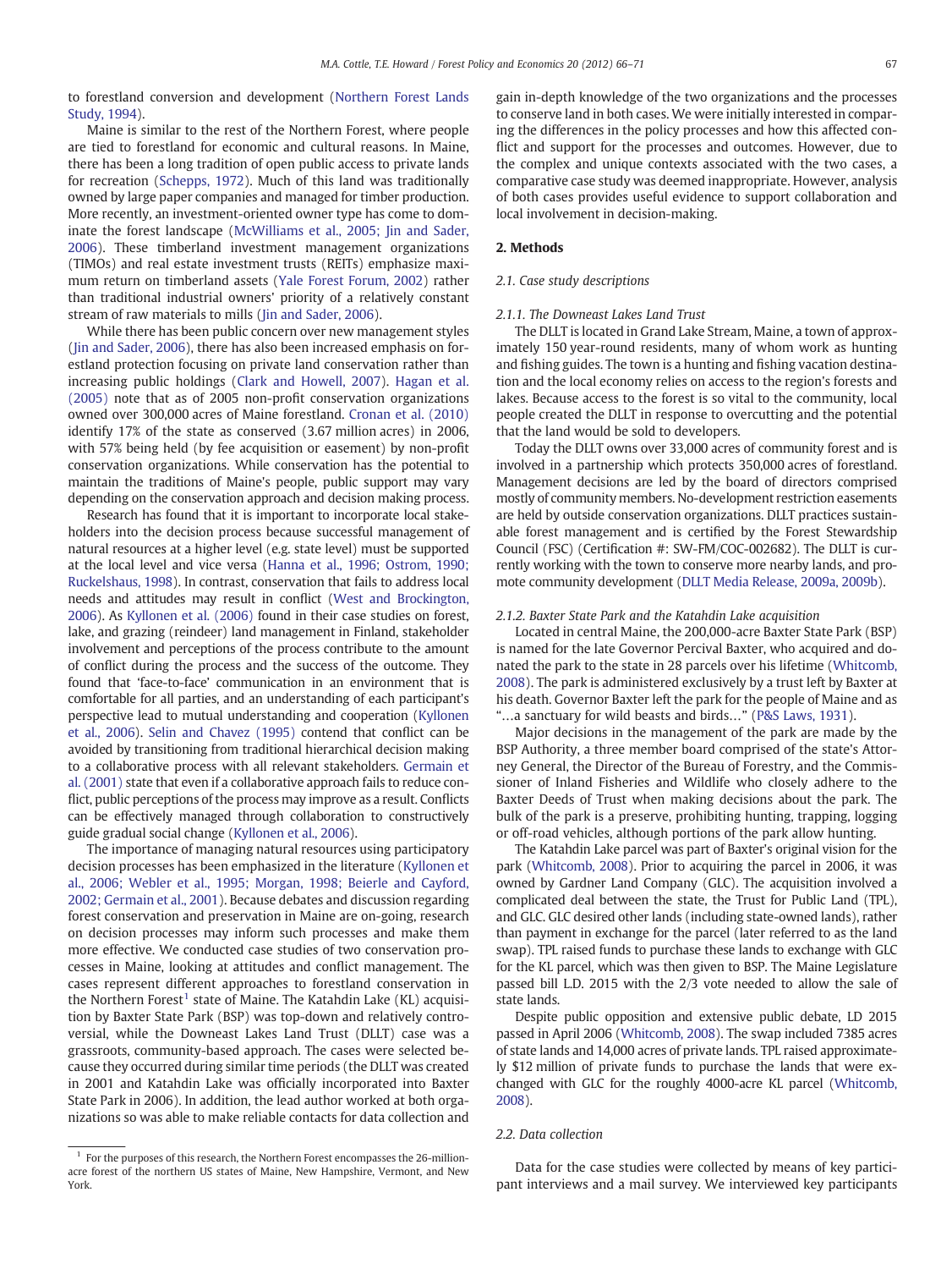to forestland conversion and development (Northern Forest Lands Study, 1994).

Maine is similar to the rest of the Northern Forest, where people are tied to forestland for economic and cultural reasons. In Maine, there has been a long tradition of open public access to private lands for recreation (Schepps, 1972). Much of this land was traditionally owned by large paper companies and managed for timber production. More recently, an investment-oriented owner type has come to dominate the forest landscape (McWilliams et al., 2005; Jin and Sader, 2006). These timberland investment management organizations (TIMOs) and real estate investment trusts (REITs) emphasize maximum return on timberland assets (Yale Forest Forum, 2002) rather than traditional industrial owners' priority of a relatively constant stream of raw materials to mills (Jin and Sader, 2006).

While there has been public concern over new management styles (Jin and Sader, 2006), there has also been increased emphasis on forestland protection focusing on private land conservation rather than increasing public holdings (Clark and Howell, 2007). Hagan et al. (2005) note that as of 2005 non-profit conservation organizations owned over 300,000 acres of Maine forestland. Cronan et al. (2010) identify 17% of the state as conserved (3.67 million acres) in 2006, with 57% being held (by fee acquisition or easement) by non-profit conservation organizations. While conservation has the potential to maintain the traditions of Maine's people, public support may vary depending on the conservation approach and decision making process.

Research has found that it is important to incorporate local stakeholders into the decision process because successful management of natural resources at a higher level (e.g. state level) must be supported at the local level and vice versa (Hanna et al., 1996; Ostrom, 1990; Ruckelshaus, 1998). In contrast, conservation that fails to address local needs and attitudes may result in conflict (West and Brockington, 2006). As Kyllonen et al. (2006) found in their case studies on forest, lake, and grazing (reindeer) land management in Finland, stakeholder involvement and perceptions of the process contribute to the amount of conflict during the process and the success of the outcome. They found that 'face-to-face' communication in an environment that is comfortable for all parties, and an understanding of each participant's perspective lead to mutual understanding and cooperation (Kyllonen et al., 2006). Selin and Chavez (1995) contend that conflict can be avoided by transitioning from traditional hierarchical decision making to a collaborative process with all relevant stakeholders. Germain et al. (2001) state that even if a collaborative approach fails to reduce conflict, public perceptions of the process may improve as a result. Conflicts can be effectively managed through collaboration to constructively guide gradual social change (Kyllonen et al., 2006).

The importance of managing natural resources using participatory decision processes has been emphasized in the literature (Kyllonen et al., 2006; Webler et al., 1995; Morgan, 1998; Beierle and Cayford, 2002; Germain et al., 2001). Because debates and discussion regarding forest conservation and preservation in Maine are on-going, research on decision processes may inform such processes and make them more effective. We conducted case studies of two conservation processes in Maine, looking at attitudes and conflict management. The cases represent different approaches to forestland conservation in the Northern Forest[1] state of Maine. The Katahdin Lake (KL) acquisition by Baxter State Park (BSP) was top-down and relatively controversial, while the Downeast Lakes Land Trust (DLLT) case was a grassroots, community-based approach. The cases were selected because they occurred during similar time periods (the DLLT was created in 2001 and Katahdin Lake was officially incorporated into Baxter State Park in 2006). In addition, the lead author worked at both organizations so was able to make reliable contacts for data collection and gain in-depth knowledge of the two organizations and the processes to conserve land in both cases. We were initially interested in comparing the differences in the policy processes and how this affected conflict and support for the processes and outcomes. However, due to the complex and unique contexts associated with the two cases, a comparative case study was deemed inappropriate. However, analysis of both cases provides useful evidence to support collaboration and local involvement in decision-making.

## 2. Methods

### 2.1. Case study descriptions

#### 2.1.1. The Downeast Lakes Land Trust

The DLLT is located in Grand Lake Stream, Maine, a town of approximately 150 year-round residents, many of whom work as hunting and fishing guides. The town is a hunting and fishing vacation destination and the local economy relies on access to the region's forests and lakes. Because access to the forest is so vital to the community, local people created the DLLT in response to overcutting and the potential that the land would be sold to developers.

Today the DLLT owns over 33,000 acres of community forest and is involved in a partnership which protects 350,000 acres of forestland. Management decisions are led by the board of directors comprised mostly of community members. No-development restriction easements are held by outside conservation organizations. DLLT practices sustainable forest management and is certified by the Forest Stewardship Council (FSC) (Certification #: SW-FM/COC-002682). The DLLT is currently working with the town to conserve more nearby lands, and promote community development (DLLT Media Release, 2009a, 2009b).

#### 2.1.2. Baxter State Park and the Katahdin Lake acquisition

Located in central Maine, the 200,000-acre Baxter State Park (BSP) is named for the late Governor Percival Baxter, who acquired and donated the park to the state in 28 parcels over his lifetime (Whitcomb, 2008). The park is administered exclusively by a trust left by Baxter at his death. Governor Baxter left the park for the people of Maine and as "…a sanctuary for wild beasts and birds…" (P&S Laws, 1931).

Major decisions in the management of the park are made by the BSP Authority, a three member board comprised of the state's Attorney General, the Director of the Bureau of Forestry, and the Commissioner of Inland Fisheries and Wildlife who closely adhere to the Baxter Deeds of Trust when making decisions about the park. The bulk of the park is a preserve, prohibiting hunting, trapping, logging or off-road vehicles, although portions of the park allow hunting.

The Katahdin Lake parcel was part of Baxter's original vision for the park (Whitcomb, 2008). Prior to acquiring the parcel in 2006, it was owned by Gardner Land Company (GLC). The acquisition involved a complicated deal between the state, the Trust for Public Land (TPL), and GLC. GLC desired other lands (including state-owned lands), rather than payment in exchange for the parcel (later referred to as the land swap). TPL raised funds to purchase these lands to exchange with GLC for the KL parcel, which was then given to BSP. The Maine Legislature passed bill L.D. 2015 with the 2/3 vote needed to allow the sale of state lands.

Despite public opposition and extensive public debate, LD 2015 passed in April 2006 (Whitcomb, 2008). The swap included 7385 acres of state lands and 14,000 acres of private lands. TPL raised approximately $12 million of private funds to purchase the lands that were exchanged with GLC for the roughly 4000-acre KL parcel (Whitcomb, 2008).

### 2.2. Data collection

Data for the case studies were collected by means of key participant interviews and a mail survey. We interviewed key participants

[1] For the purposes of this research, the Northern Forest encompasses the 26-million-acre forest of the northern US states of Maine, New Hampshire, Vermont, and New York.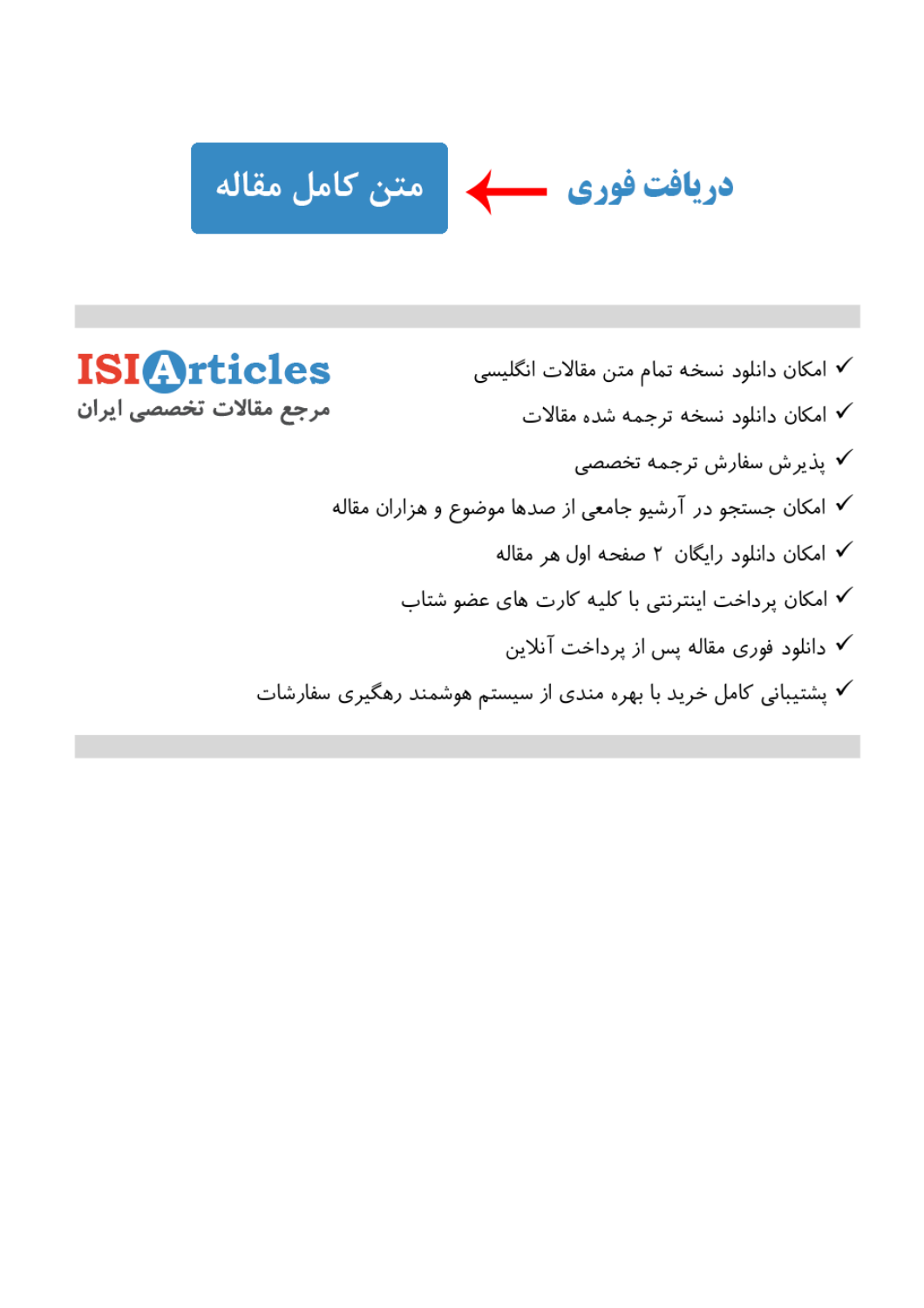دریافت فوری ← **متن کامل مقاله**

**ISIArticles**

مرجع مقالات تخصصی ایران

- ✓ امکان دانلود نسخه تمام متن مقالات انگلیسی
- ✓ امکان دانلود نسخه ترجمه شده مقالات
- ✓ پذیرش سفارش ترجمه تخصصی
- ✓ امکان جستجو در آرشیو جامعی از صدها موضوع و هزاران مقاله
- ✓ امکان دانلود رایگان ۲ صفحه اول هر مقاله
- ✓ امکان پرداخت اینترنتی با کلیه کارت های عضو شتاب
- ✓ دانلود فوری مقاله پس از پرداخت آنلاین
- ✓ پشتیبانی کامل خرید با بهره مندی از سیستم هوشمند رهگیری سفارشات